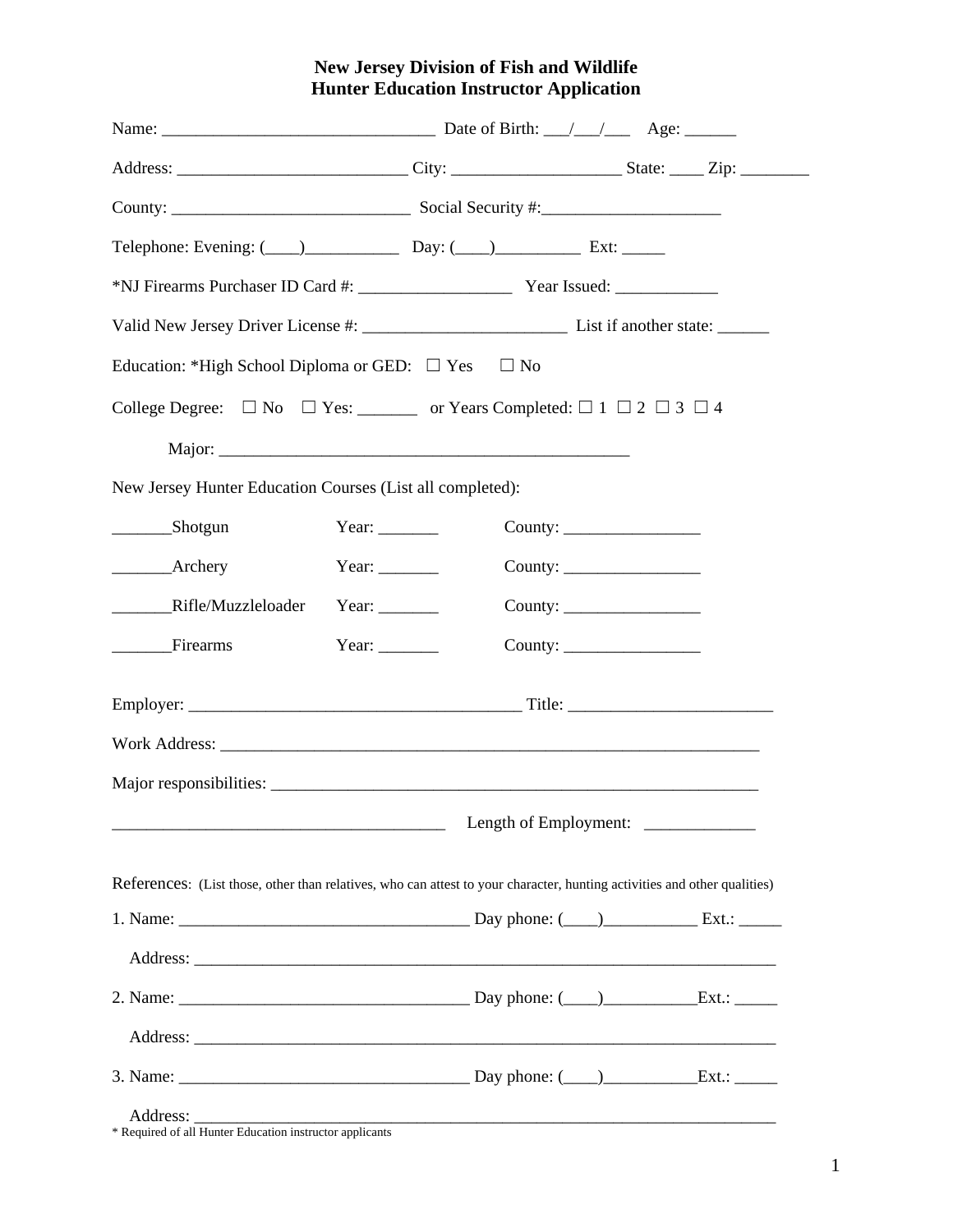# New Jersey Division of Fish and Wildlife
## Hunter Education Instructor Application

Name: ________________________________ Date of Birth: ___/___/___ Age: ______

Address: ___________________________ City: ____________________ State: ____ Zip: ________

County: ____________________________ Social Security #:_____________________

Telephone: Evening: (____)___________ Day: (____)__________ Ext: _____

*NJ Firearms Purchaser ID Card #: __________________ Year Issued: ____________

Valid New Jersey Driver License #: ________________________ List if another state: ______

Education: *High School Diploma or GED: ☐ Yes ☐ No

College Degree: ☐ No ☐ Yes: _______ or Years Completed: ☐ 1 ☐ 2 ☐ 3 ☐ 4

Major: _________________________________________________

New Jersey Hunter Education Courses (List all completed):

_______Shotgun Year: _______ County: ________________

_______Archery Year: _______ County: ________________

_______Rifle/Muzzleloader Year: _______ County: ________________

_______Firearms Year: _______ County: ________________

Employer: _______________________________________ Title: ________________________

Work Address: __________________________________________________________________

Major responsibilities: ___________________________________________________________

_______________________________________ Length of Employment: _____________

References: (List those, other than relatives, who can attest to your character, hunting activities and other qualities)

1. Name: ___________________________________ Day phone: (____)___________ Ext.: _____

   Address: _______________________________________________________________________

2. Name: ___________________________________ Day phone: (____)___________Ext.: _____

   Address: _______________________________________________________________________

3. Name: ___________________________________ Day phone: (____)___________Ext.: _____

   Address: _______________________________________________________________________

\* Required of all Hunter Education instructor applicants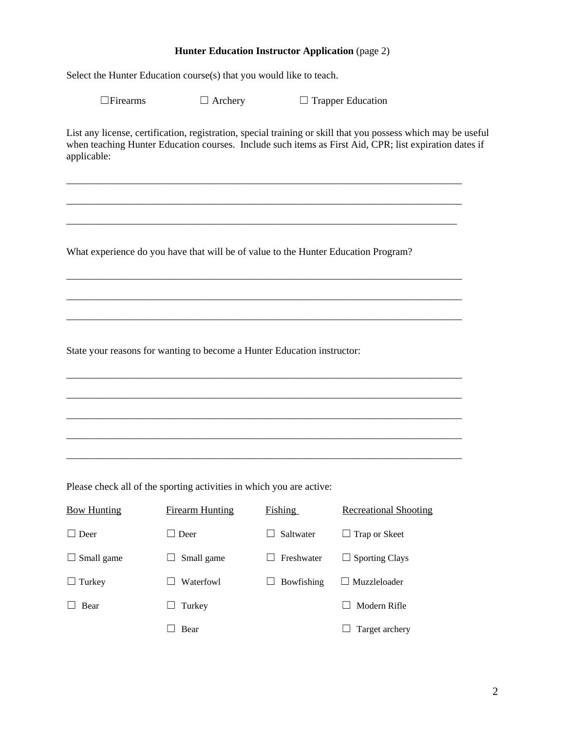**Hunter Education Instructor Application** (page 2)

Select the Hunter Education course(s) that you would like to teach.

☐Firearms ☐ Archery ☐ Trapper Education

List any license, certification, registration, special training or skill that you possess which may be useful when teaching Hunter Education courses. Include such items as First Aid, CPR; list expiration dates if applicable:

\_\_\_\_\_\_\_\_\_\_\_\_\_\_\_\_\_\_\_\_\_\_\_\_\_\_\_\_\_\_\_\_\_\_\_\_\_\_\_\_\_\_\_\_\_\_\_\_\_\_\_\_\_\_\_\_\_\_\_\_\_\_\_\_\_\_\_\_\_\_\_\_\_\_\_\_\_\_

\_\_\_\_\_\_\_\_\_\_\_\_\_\_\_\_\_\_\_\_\_\_\_\_\_\_\_\_\_\_\_\_\_\_\_\_\_\_\_\_\_\_\_\_\_\_\_\_\_\_\_\_\_\_\_\_\_\_\_\_\_\_\_\_\_\_\_\_\_\_\_\_\_\_\_\_\_\_

\_\_\_\_\_\_\_\_\_\_\_\_\_\_\_\_\_\_\_\_\_\_\_\_\_\_\_\_\_\_\_\_\_\_\_\_\_\_\_\_\_\_\_\_\_\_\_\_\_\_\_\_\_\_\_\_\_\_\_\_\_\_\_\_\_\_\_\_\_\_\_\_\_\_\_\_\_

What experience do you have that will be of value to the Hunter Education Program?

\_\_\_\_\_\_\_\_\_\_\_\_\_\_\_\_\_\_\_\_\_\_\_\_\_\_\_\_\_\_\_\_\_\_\_\_\_\_\_\_\_\_\_\_\_\_\_\_\_\_\_\_\_\_\_\_\_\_\_\_\_\_\_\_\_\_\_\_\_\_\_\_\_\_\_\_\_\_

\_\_\_\_\_\_\_\_\_\_\_\_\_\_\_\_\_\_\_\_\_\_\_\_\_\_\_\_\_\_\_\_\_\_\_\_\_\_\_\_\_\_\_\_\_\_\_\_\_\_\_\_\_\_\_\_\_\_\_\_\_\_\_\_\_\_\_\_\_\_\_\_\_\_\_\_\_\_

\_\_\_\_\_\_\_\_\_\_\_\_\_\_\_\_\_\_\_\_\_\_\_\_\_\_\_\_\_\_\_\_\_\_\_\_\_\_\_\_\_\_\_\_\_\_\_\_\_\_\_\_\_\_\_\_\_\_\_\_\_\_\_\_\_\_\_\_\_\_\_\_\_\_\_\_\_\_

State your reasons for wanting to become a Hunter Education instructor:

\_\_\_\_\_\_\_\_\_\_\_\_\_\_\_\_\_\_\_\_\_\_\_\_\_\_\_\_\_\_\_\_\_\_\_\_\_\_\_\_\_\_\_\_\_\_\_\_\_\_\_\_\_\_\_\_\_\_\_\_\_\_\_\_\_\_\_\_\_\_\_\_\_\_\_\_\_\_

\_\_\_\_\_\_\_\_\_\_\_\_\_\_\_\_\_\_\_\_\_\_\_\_\_\_\_\_\_\_\_\_\_\_\_\_\_\_\_\_\_\_\_\_\_\_\_\_\_\_\_\_\_\_\_\_\_\_\_\_\_\_\_\_\_\_\_\_\_\_\_\_\_\_\_\_\_\_

\_\_\_\_\_\_\_\_\_\_\_\_\_\_\_\_\_\_\_\_\_\_\_\_\_\_\_\_\_\_\_\_\_\_\_\_\_\_\_\_\_\_\_\_\_\_\_\_\_\_\_\_\_\_\_\_\_\_\_\_\_\_\_\_\_\_\_\_\_\_\_\_\_\_\_\_\_\_

\_\_\_\_\_\_\_\_\_\_\_\_\_\_\_\_\_\_\_\_\_\_\_\_\_\_\_\_\_\_\_\_\_\_\_\_\_\_\_\_\_\_\_\_\_\_\_\_\_\_\_\_\_\_\_\_\_\_\_\_\_\_\_\_\_\_\_\_\_\_\_\_\_\_\_\_\_\_

\_\_\_\_\_\_\_\_\_\_\_\_\_\_\_\_\_\_\_\_\_\_\_\_\_\_\_\_\_\_\_\_\_\_\_\_\_\_\_\_\_\_\_\_\_\_\_\_\_\_\_\_\_\_\_\_\_\_\_\_\_\_\_\_\_\_\_\_\_\_\_\_\_\_\_\_\_\_

Please check all of the sporting activities in which you are active:

| Bow Hunting | Firearm Hunting | Fishing | Recreational Shooting |
|---|---|---|---|
| ☐ Deer | ☐ Deer | ☐ Saltwater | ☐ Trap or Skeet |
| ☐ Small game | ☐ Small game | ☐ Freshwater | ☐ Sporting Clays |
| ☐ Turkey | ☐ Waterfowl | ☐ Bowfishing | ☐ Muzzleloader |
| ☐ Bear | ☐ Turkey | | ☐ Modern Rifle |
| | ☐ Bear | | ☐ Target archery |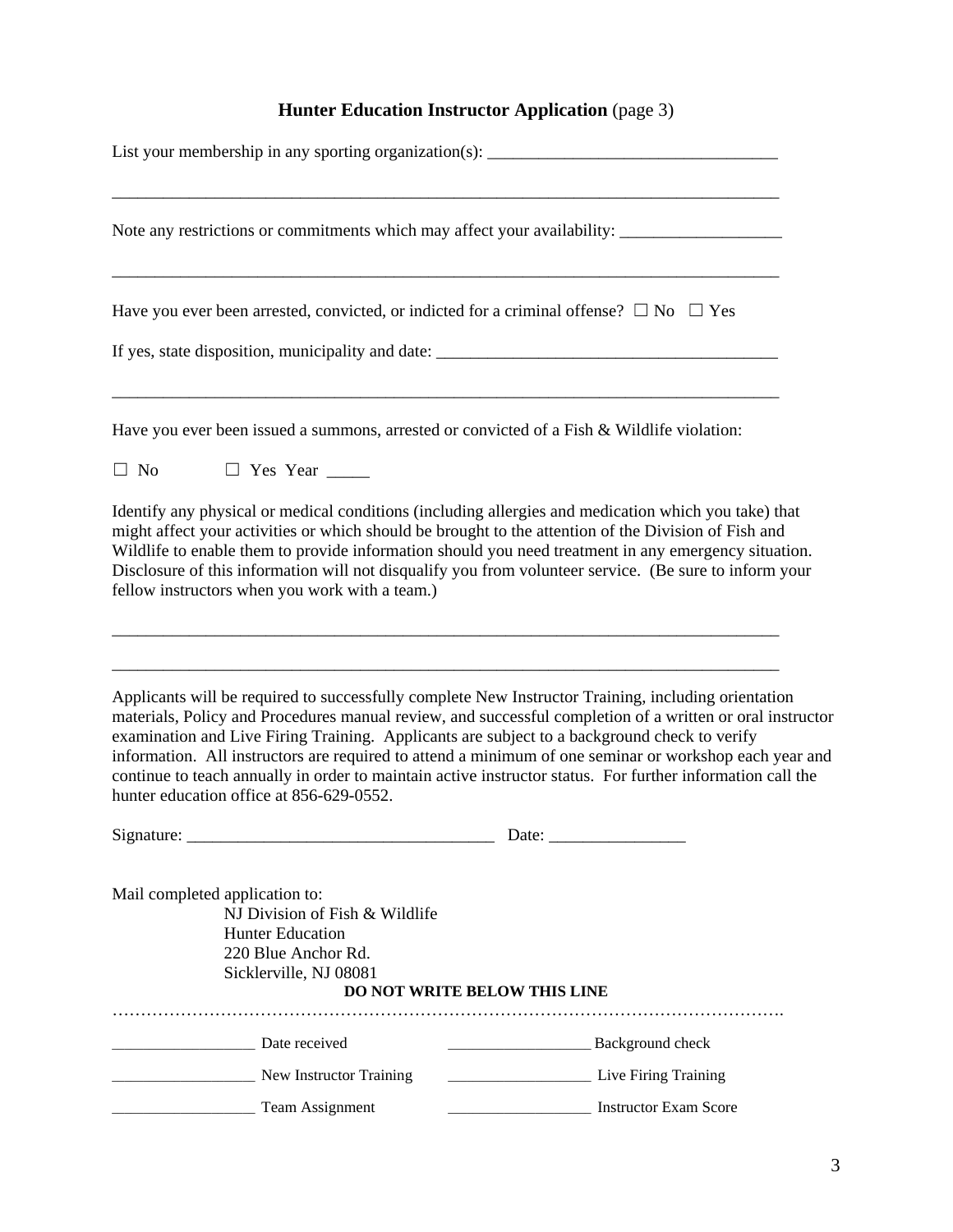## **Hunter Education Instructor Application** (page 3)

List your membership in any sporting organization(s): _________________________________

_______________________________________________________________________________

Note any restrictions or commitments which may affect your availability: ___________________

_______________________________________________________________________________

Have you ever been arrested, convicted, or indicted for a criminal offense? ☐ No ☐ Yes

If yes, state disposition, municipality and date: _______________________________________

_______________________________________________________________________________

Have you ever been issued a summons, arrested or convicted of a Fish & Wildlife violation:

☐ No ☐ Yes Year _____

Identify any physical or medical conditions (including allergies and medication which you take) that might affect your activities or which should be brought to the attention of the Division of Fish and Wildlife to enable them to provide information should you need treatment in any emergency situation. Disclosure of this information will not disqualify you from volunteer service. (Be sure to inform your fellow instructors when you work with a team.)

_______________________________________________________________________________

_______________________________________________________________________________

Applicants will be required to successfully complete New Instructor Training, including orientation materials, Policy and Procedures manual review, and successful completion of a written or oral instructor examination and Live Firing Training. Applicants are subject to a background check to verify information. All instructors are required to attend a minimum of one seminar or workshop each year and continue to teach annually in order to maintain active instructor status. For further information call the hunter education office at 856-629-0552.

Signature: ___________________________________ Date: ________________

Mail completed application to:

NJ Division of Fish & Wildlife
Hunter Education
220 Blue Anchor Rd.
Sicklerville, NJ 08081

**DO NOT WRITE BELOW THIS LINE**

| | |
|---|---|
| __________________ Date received | __________________ Background check |
| __________________ New Instructor Training | __________________ Live Firing Training |
| __________________ Team Assignment | __________________ Instructor Exam Score |